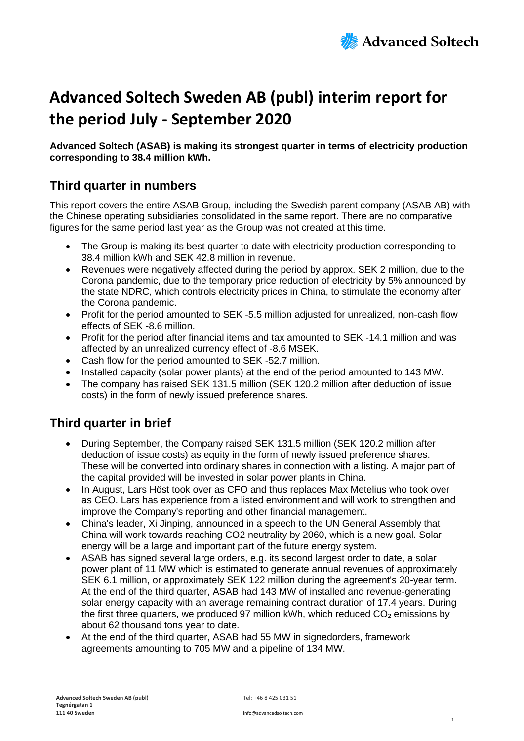# Advanced Soltech Sweden AB (publ) interim report for the period July - September 2020

**Advanced Soltech (ASAB) is making its strongest quarter in terms of electricity production corresponding to 38.4 million kWh.**

## Third quarter in numbers

This report covers the entire ASAB Group, including the Swedish parent company (ASAB AB) with the Chinese operating subsidiaries consolidated in the same report. There are no comparative figures for the same period last year as the Group was not created at this time.

- The Group is making its best quarter to date with electricity production corresponding to 38.4 million kWh and SEK 42.8 million in revenue.
- Revenues were negatively affected during the period by approx. SEK 2 million, due to the Corona pandemic, due to the temporary price reduction of electricity by 5% announced by the state NDRC, which controls electricity prices in China, to stimulate the economy after the Corona pandemic.
- Profit for the period amounted to SEK -5.5 million adjusted for unrealized, non-cash flow effects of SEK -8.6 million.
- Profit for the period after financial items and tax amounted to SEK -14.1 million and was affected by an unrealized currency effect of -8.6 MSEK.
- Cash flow for the period amounted to SEK -52.7 million.
- Installed capacity (solar power plants) at the end of the period amounted to 143 MW.
- The company has raised SEK 131.5 million (SEK 120.2 million after deduction of issue costs) in the form of newly issued preference shares.

## Third quarter in brief

- During September, the Company raised SEK 131.5 million (SEK 120.2 million after deduction of issue costs) as equity in the form of newly issued preference shares. These will be converted into ordinary shares in connection with a listing. A major part of the capital provided will be invested in solar power plants in China.
- In August, Lars Höst took over as CFO and thus replaces Max Metelius who took over as CEO. Lars has experience from a listed environment and will work to strengthen and improve the Company's reporting and other financial management.
- China's leader, Xi Jinping, announced in a speech to the UN General Assembly that China will work towards reaching CO2 neutrality by 2060, which is a new goal. Solar energy will be a large and important part of the future energy system.
- ASAB has signed several large orders, e.g. its second largest order to date, a solar power plant of 11 MW which is estimated to generate annual revenues of approximately SEK 6.1 million, or approximately SEK 122 million during the agreement's 20-year term. At the end of the third quarter, ASAB had 143 MW of installed and revenue-generating solar energy capacity with an average remaining contract duration of 17.4 years. During the first three quarters, we produced 97 million kWh, which reduced $CO_2$ emissions by about 62 thousand tons year to date.
- At the end of the third quarter, ASAB had 55 MW in signedorders, framework agreements amounting to 705 MW and a pipeline of 134 MW.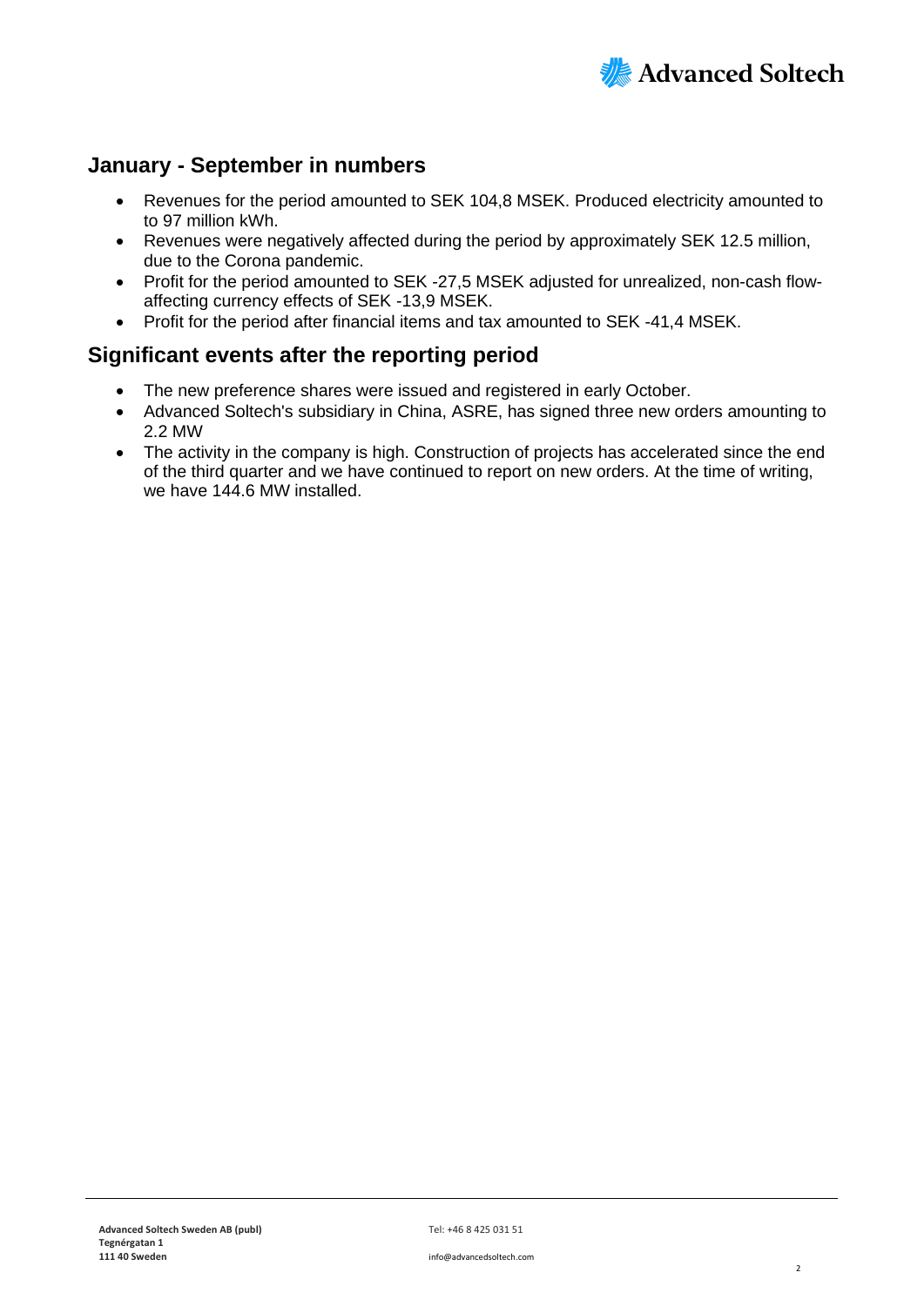## January - September in numbers

- Revenues for the period amounted to SEK 104,8 MSEK. Produced electricity amounted to to 97 million kWh.
- Revenues were negatively affected during the period by approximately SEK 12.5 million, due to the Corona pandemic.
- Profit for the period amounted to SEK -27,5 MSEK adjusted for unrealized, non-cash flow-affecting currency effects of SEK -13,9 MSEK.
- Profit for the period after financial items and tax amounted to SEK -41,4 MSEK.

## Significant events after the reporting period

- The new preference shares were issued and registered in early October.
- Advanced Soltech's subsidiary in China, ASRE, has signed three new orders amounting to 2.2 MW
- The activity in the company is high. Construction of projects has accelerated since the end of the third quarter and we have continued to report on new orders. At the time of writing, we have 144.6 MW installed.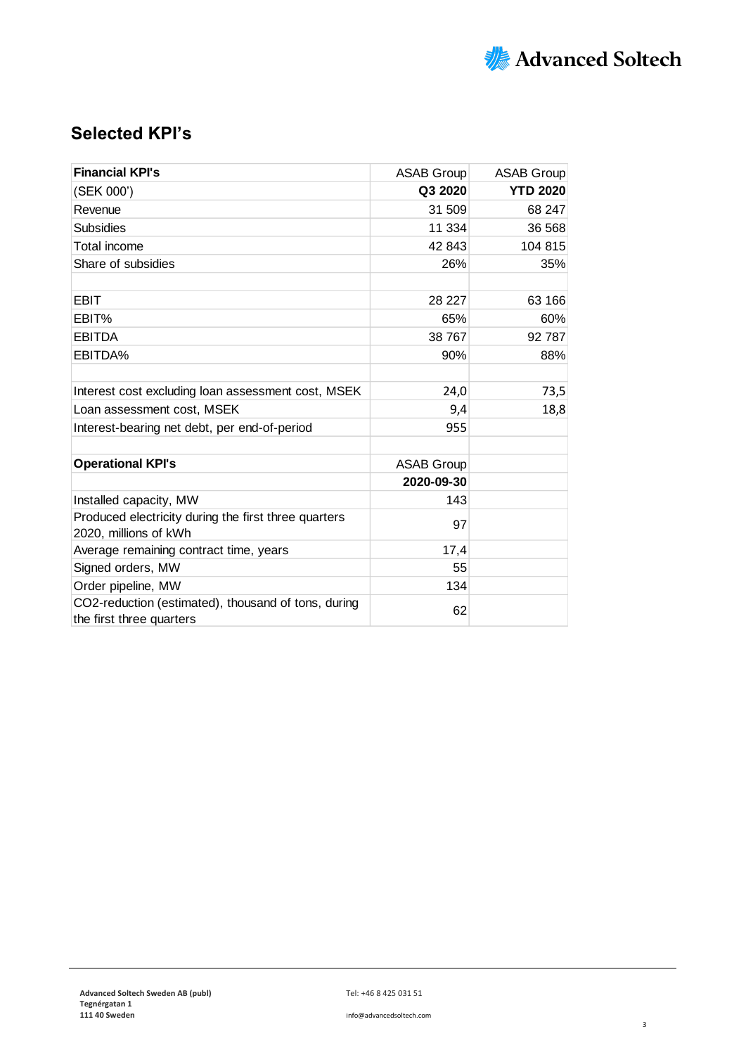## Selected KPI's

| **Financial KPI's** | ASAB Group | ASAB Group |
|---|---|---|
| (SEK 000') | **Q3 2020** | **YTD 2020** |
| Revenue | 31 509 | 68 247 |
| Subsidies | 11 334 | 36 568 |
| Total income | 42 843 | 104 815 |
| Share of subsidies | 26% | 35% |
| | | |
| EBIT | 28 227 | 63 166 |
| EBIT% | 65% | 60% |
| EBITDA | 38 767 | 92 787 |
| EBITDA% | 90% | 88% |
| | | |
| Interest cost excluding loan assessment cost, MSEK | 24,0 | 73,5 |
| Loan assessment cost, MSEK | 9,4 | 18,8 |
| Interest-bearing net debt, per end-of-period | 955 | |
| | | |
| **Operational KPI's** | ASAB Group | |
| | **2020-09-30** | |
| Installed capacity, MW | 143 | |
| Produced electricity during the first three quarters 2020, millions of kWh | 97 | |
| Average remaining contract time, years | 17,4 | |
| Signed orders, MW | 55 | |
| Order pipeline, MW | 134 | |
| $CO_2$-reduction (estimated), thousand of tons, during the first three quarters | 62 | |

**Advanced Soltech Sweden AB (publ)**
**Tegnérgatan 1**
**111 40 Sweden**

Tel: +46 8 425 031 51

info@advancedsoltech.com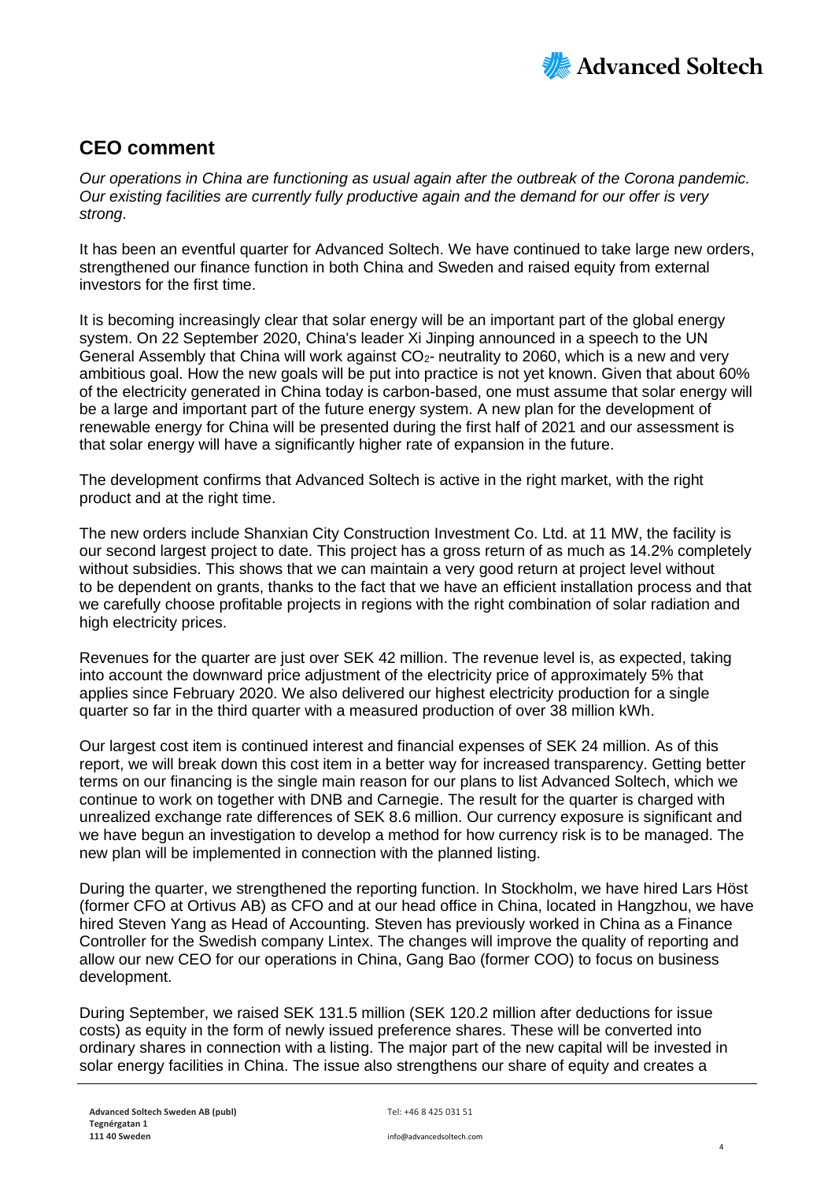## CEO comment

*Our operations in China are functioning as usual again after the outbreak of the Corona pandemic. Our existing facilities are currently fully productive again and the demand for our offer is very strong*.

It has been an eventful quarter for Advanced Soltech. We have continued to take large new orders, strengthened our finance function in both China and Sweden and raised equity from external investors for the first time.

It is becoming increasingly clear that solar energy will be an important part of the global energy system. On 22 September 2020, China's leader Xi Jinping announced in a speech to the UN General Assembly that China will work against $CO_2$- neutrality to 2060, which is a new and very ambitious goal. How the new goals will be put into practice is not yet known. Given that about 60% of the electricity generated in China today is carbon-based, one must assume that solar energy will be a large and important part of the future energy system. A new plan for the development of renewable energy for China will be presented during the first half of 2021 and our assessment is that solar energy will have a significantly higher rate of expansion in the future.

The development confirms that Advanced Soltech is active in the right market, with the right product and at the right time.

The new orders include Shanxian City Construction Investment Co. Ltd. at 11 MW, the facility is our second largest project to date. This project has a gross return of as much as 14.2% completely without subsidies. This shows that we can maintain a very good return at project level without to be dependent on grants, thanks to the fact that we have an efficient installation process and that we carefully choose profitable projects in regions with the right combination of solar radiation and high electricity prices.

Revenues for the quarter are just over SEK 42 million. The revenue level is, as expected, taking into account the downward price adjustment of the electricity price of approximately 5% that applies since February 2020. We also delivered our highest electricity production for a single quarter so far in the third quarter with a measured production of over 38 million kWh.

Our largest cost item is continued interest and financial expenses of SEK 24 million. As of this report, we will break down this cost item in a better way for increased transparency. Getting better terms on our financing is the single main reason for our plans to list Advanced Soltech, which we continue to work on together with DNB and Carnegie. The result for the quarter is charged with unrealized exchange rate differences of SEK 8.6 million. Our currency exposure is significant and we have begun an investigation to develop a method for how currency risk is to be managed. The new plan will be implemented in connection with the planned listing.

During the quarter, we strengthened the reporting function. In Stockholm, we have hired Lars Höst (former CFO at Ortivus AB) as CFO and at our head office in China, located in Hangzhou, we have hired Steven Yang as Head of Accounting. Steven has previously worked in China as a Finance Controller for the Swedish company Lintex. The changes will improve the quality of reporting and allow our new CEO for our operations in China, Gang Bao (former COO) to focus on business development.

During September, we raised SEK 131.5 million (SEK 120.2 million after deductions for issue costs) as equity in the form of newly issued preference shares. These will be converted into ordinary shares in connection with a listing. The major part of the new capital will be invested in solar energy facilities in China. The issue also strengthens our share of equity and creates a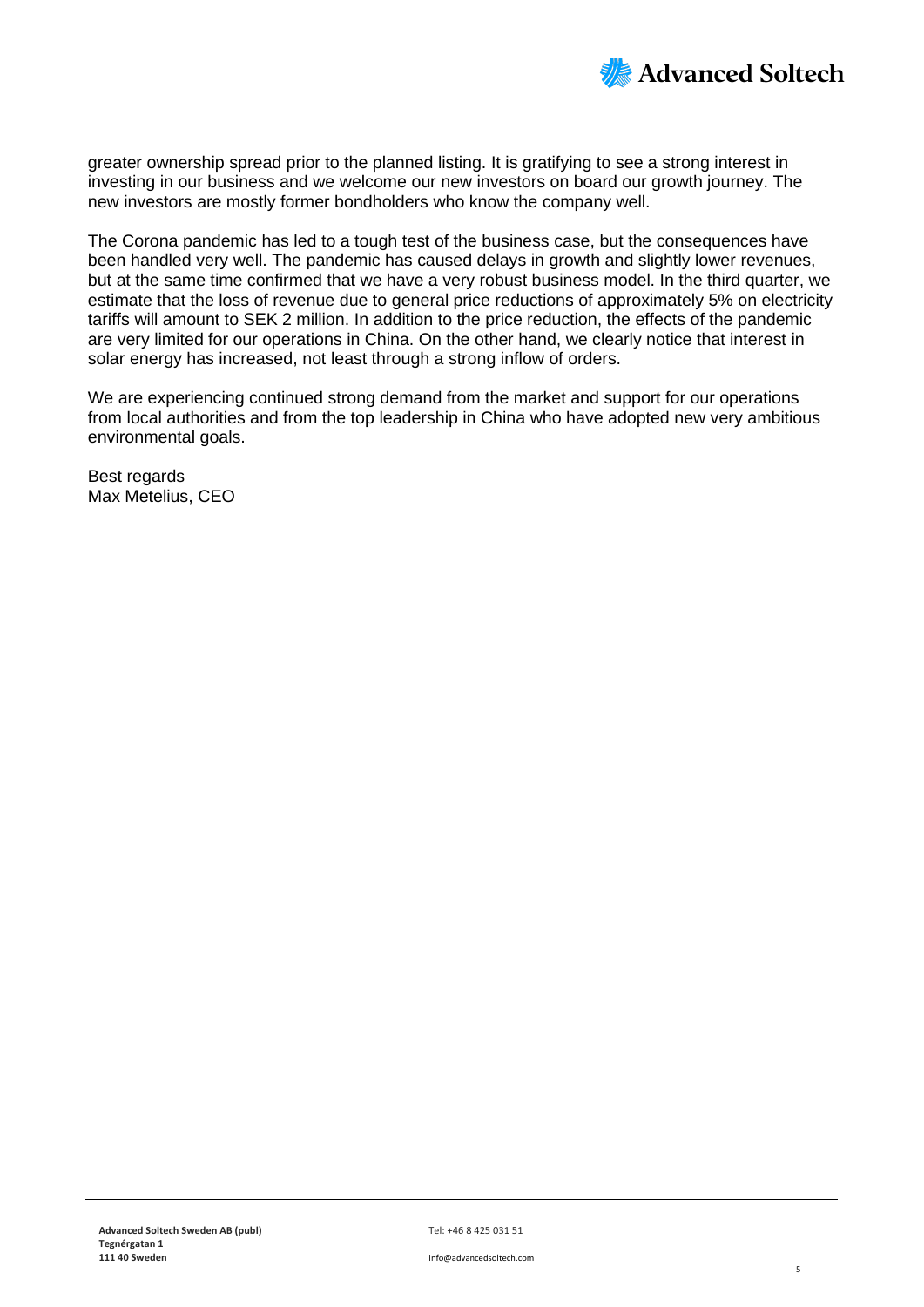greater ownership spread prior to the planned listing. It is gratifying to see a strong interest in investing in our business and we welcome our new investors on board our growth journey. The new investors are mostly former bondholders who know the company well.

The Corona pandemic has led to a tough test of the business case, but the consequences have been handled very well. The pandemic has caused delays in growth and slightly lower revenues, but at the same time confirmed that we have a very robust business model. In the third quarter, we estimate that the loss of revenue due to general price reductions of approximately 5% on electricity tariffs will amount to SEK 2 million. In addition to the price reduction, the effects of the pandemic are very limited for our operations in China. On the other hand, we clearly notice that interest in solar energy has increased, not least through a strong inflow of orders.

We are experiencing continued strong demand from the market and support for our operations from local authorities and from the top leadership in China who have adopted new very ambitious environmental goals.

Best regards
Max Metelius, CEO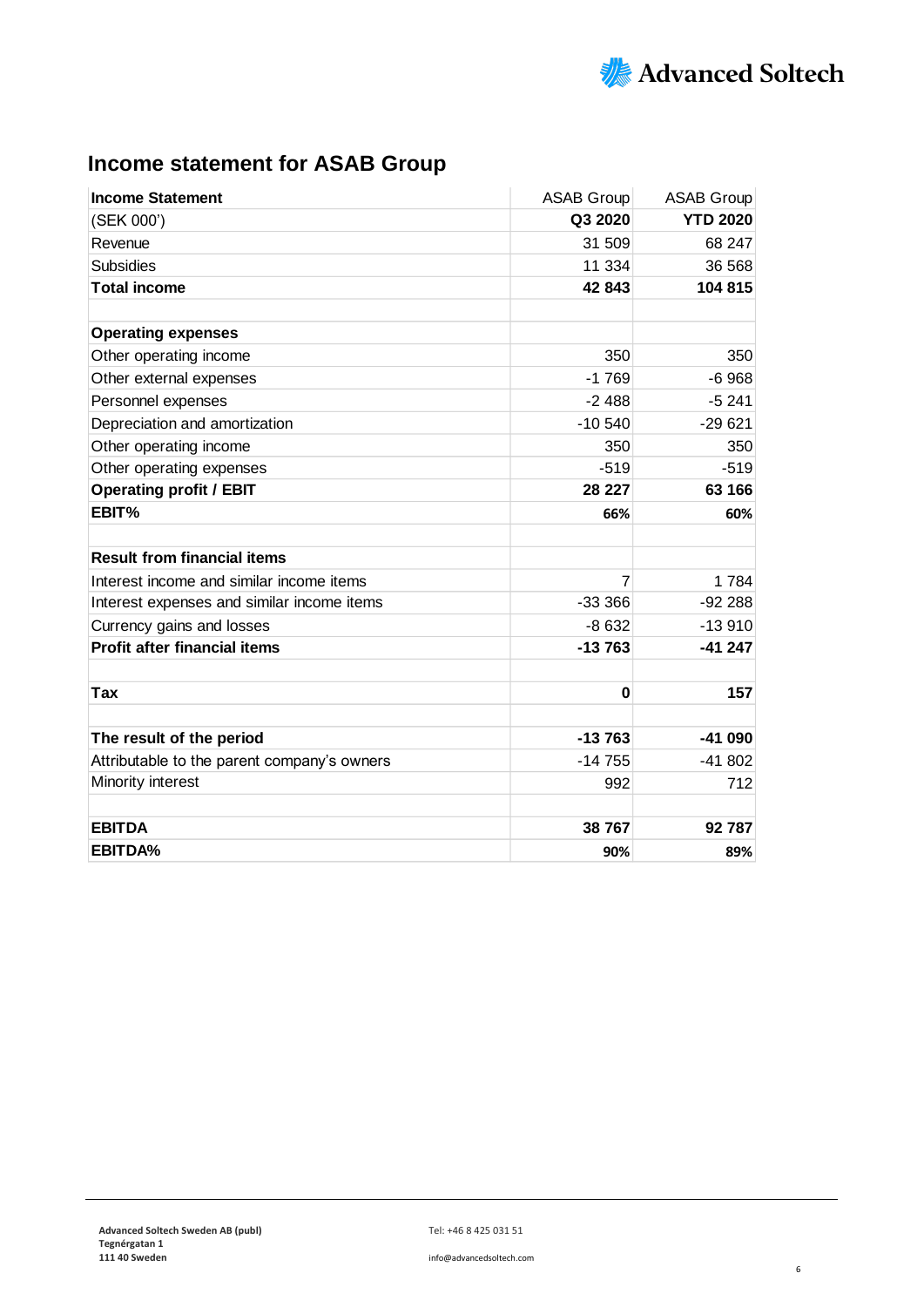# Income statement for ASAB Group

| **Income Statement** | ASAB Group | ASAB Group |
|---|---|---|
| (SEK 000') | **Q3 2020** | **YTD 2020** |
| Revenue | 31 509 | 68 247 |
| Subsidies | 11 334 | 36 568 |
| **Total income** | **42 843** | **104 815** |
| | | |
| **Operating expenses** | | |
| Other operating income | 350 | 350 |
| Other external expenses | -1 769 | -6 968 |
| Personnel expenses | -2 488 | -5 241 |
| Depreciation and amortization | -10 540 | -29 621 |
| Other operating income | 350 | 350 |
| Other operating expenses | -519 | -519 |
| **Operating profit / EBIT** | **28 227** | **63 166** |
| **EBIT%** | **66%** | **60%** |
| | | |
| **Result from financial items** | | |
| Interest income and similar income items | 7 | 1 784 |
| Interest expenses and similar income items | -33 366 | -92 288 |
| Currency gains and losses | -8 632 | -13 910 |
| **Profit after financial items** | **-13 763** | **-41 247** |
| | | |
| **Tax** | **0** | **157** |
| | | |
| **The result of the period** | **-13 763** | **-41 090** |
| Attributable to the parent company's owners | -14 755 | -41 802 |
| Minority interest | 992 | 712 |
| | | |
| **EBITDA** | **38 767** | **92 787** |
| **EBITDA%** | **90%** | **89%** |

**Advanced Soltech Sweden AB (publ)**
**Tegnérgatan 1**
**111 40 Sweden**

Tel: +46 8 425 031 51

info@advancedsoltech.com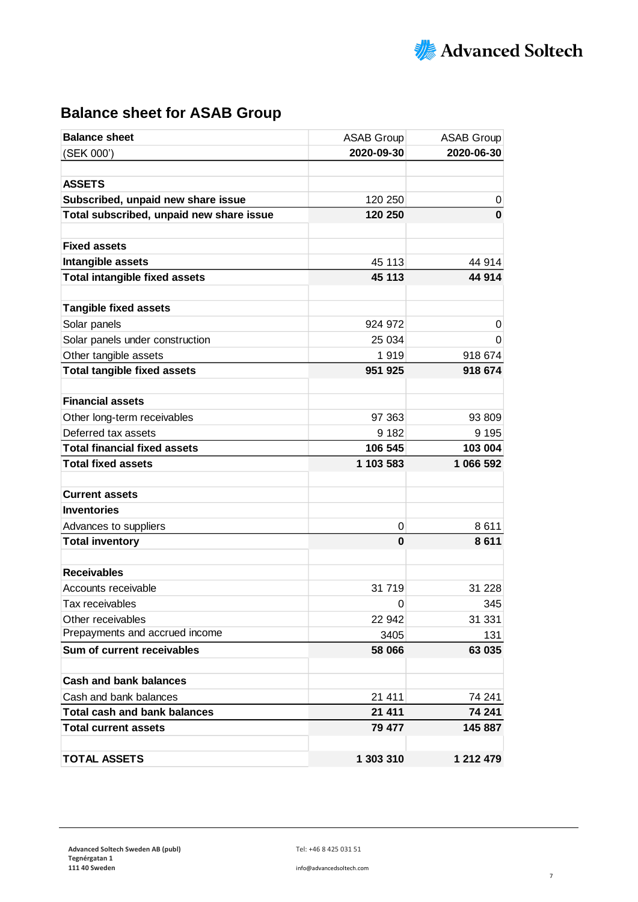## Balance sheet for ASAB Group

| Balance sheet | ASAB Group | ASAB Group |
|---|---|---|
| (SEK 000') | **2020-09-30** | **2020-06-30** |
| | | |
| **ASSETS** | | |
| **Subscribed, unpaid new share issue** | 120 250 | 0 |
| **Total subscribed, unpaid new share issue** | **120 250** | **0** |
| | | |
| **Fixed assets** | | |
| **Intangible assets** | 45 113 | 44 914 |
| **Total intangible fixed assets** | **45 113** | **44 914** |
| | | |
| **Tangible fixed assets** | | |
| Solar panels | 924 972 | 0 |
| Solar panels under construction | 25 034 | 0 |
| Other tangible assets | 1 919 | 918 674 |
| **Total tangible fixed assets** | **951 925** | **918 674** |
| | | |
| **Financial assets** | | |
| Other long-term receivables | 97 363 | 93 809 |
| Deferred tax assets | 9 182 | 9 195 |
| **Total financial fixed assets** | **106 545** | **103 004** |
| **Total fixed assets** | **1 103 583** | **1 066 592** |
| | | |
| **Current assets** | | |
| **Inventories** | | |
| Advances to suppliers | 0 | 8 611 |
| **Total inventory** | **0** | **8 611** |
| | | |
| **Receivables** | | |
| Accounts receivable | 31 719 | 31 228 |
| Tax receivables | 0 | 345 |
| Other receivables | 22 942 | 31 331 |
| Prepayments and accrued income | 3405 | 131 |
| **Sum of current receivables** | **58 066** | **63 035** |
| | | |
| **Cash and bank balances** | | |
| Cash and bank balances | 21 411 | 74 241 |
| **Total cash and bank balances** | **21 411** | **74 241** |
| **Total current assets** | **79 477** | **145 887** |
| | | |
| **TOTAL ASSETS** | **1 303 310** | **1 212 479** |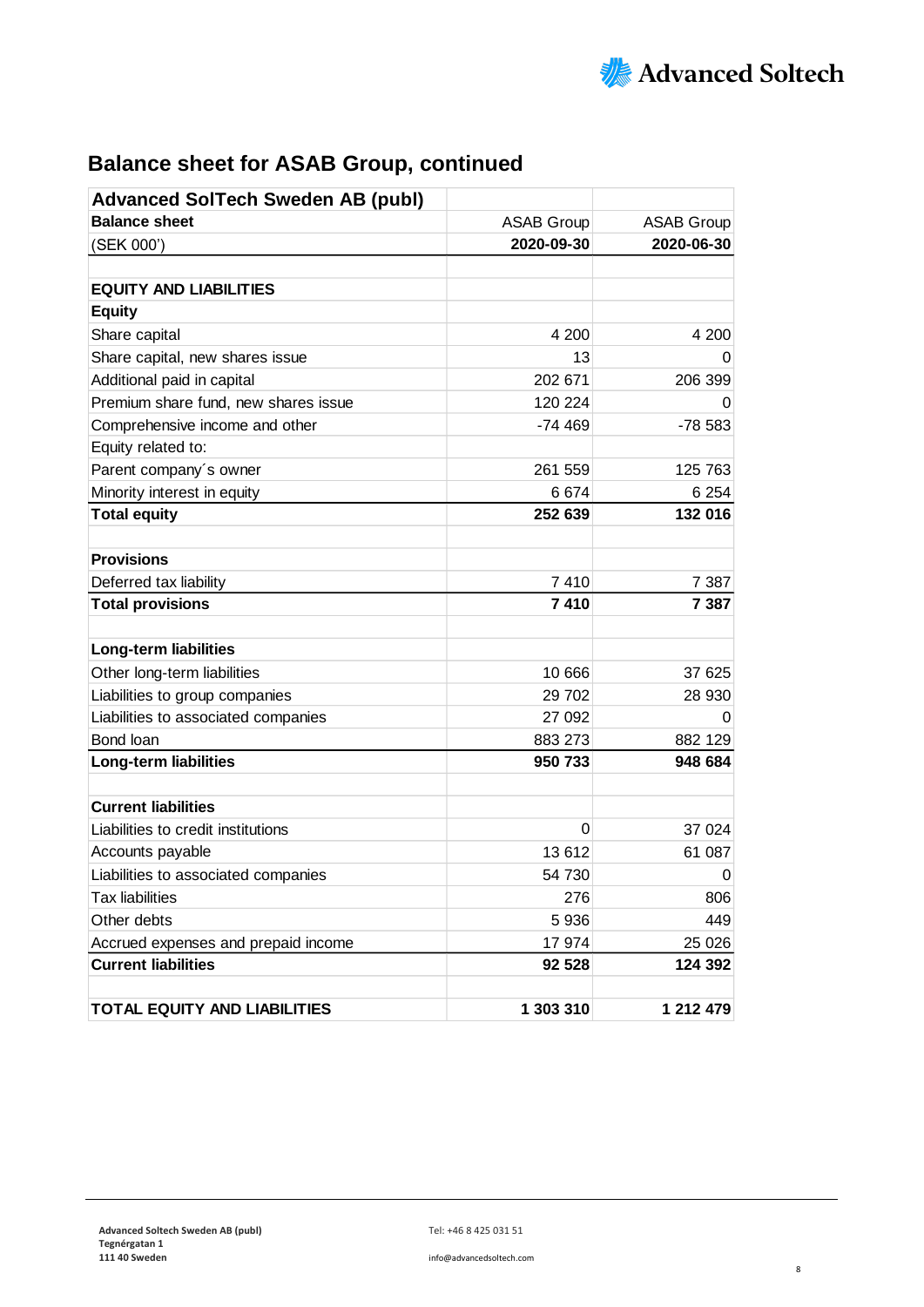## Balance sheet for ASAB Group, continued

| Advanced SolTech Sweden AB (publ) | | |
|---|---|---|
| **Balance sheet** | ASAB Group | ASAB Group |
| (SEK 000') | **2020-09-30** | **2020-06-30** |
| | | |
| **EQUITY AND LIABILITIES** | | |
| **Equity** | | |
| Share capital | 4 200 | 4 200 |
| Share capital, new shares issue | 13 | 0 |
| Additional paid in capital | 202 671 | 206 399 |
| Premium share fund, new shares issue | 120 224 | 0 |
| Comprehensive income and other | -74 469 | -78 583 |
| Equity related to: | | |
| Parent company´s owner | 261 559 | 125 763 |
| Minority interest in equity | 6 674 | 6 254 |
| **Total equity** | **252 639** | **132 016** |
| | | |
| **Provisions** | | |
| Deferred tax liability | 7 410 | 7 387 |
| **Total provisions** | **7 410** | **7 387** |
| | | |
| **Long-term liabilities** | | |
| Other long-term liabilities | 10 666 | 37 625 |
| Liabilities to group companies | 29 702 | 28 930 |
| Liabilities to associated companies | 27 092 | 0 |
| Bond loan | 883 273 | 882 129 |
| **Long-term liabilities** | **950 733** | **948 684** |
| | | |
| **Current liabilities** | | |
| Liabilities to credit institutions | 0 | 37 024 |
| Accounts payable | 13 612 | 61 087 |
| Liabilities to associated companies | 54 730 | 0 |
| Tax liabilities | 276 | 806 |
| Other debts | 5 936 | 449 |
| Accrued expenses and prepaid income | 17 974 | 25 026 |
| **Current liabilities** | **92 528** | **124 392** |
| | | |
| **TOTAL EQUITY AND LIABILITIES** | **1 303 310** | **1 212 479** |

**Advanced Soltech Sweden AB (publ)**
**Tegnérgatan 1**
**111 40 Sweden**

Tel: +46 8 425 031 51

info@advancedsoltech.com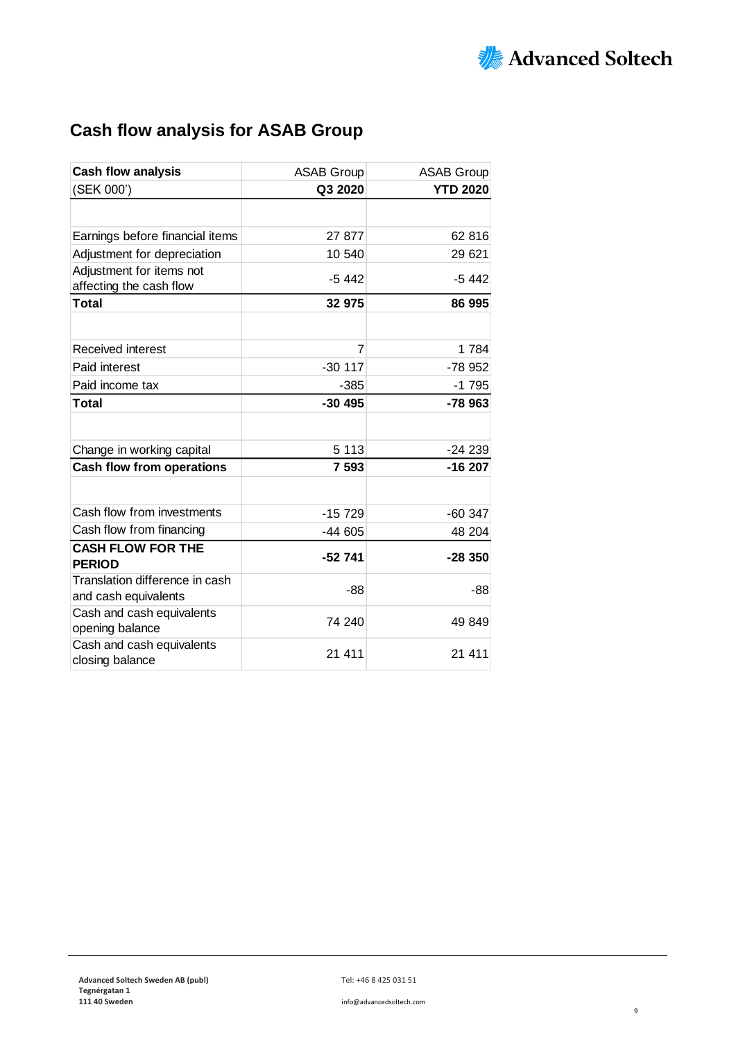## Cash flow analysis for ASAB Group

| Cash flow analysis | ASAB Group | ASAB Group |
|---|---|---|
| (SEK 000') | **Q3 2020** | **YTD 2020** |
| | | |
| Earnings before financial items | 27 877 | 62 816 |
| Adjustment for depreciation | 10 540 | 29 621 |
| Adjustment for items not affecting the cash flow | -5 442 | -5 442 |
| **Total** | **32 975** | **86 995** |
| | | |
| Received interest | 7 | 1 784 |
| Paid interest | -30 117 | -78 952 |
| Paid income tax | -385 | -1 795 |
| **Total** | **-30 495** | **-78 963** |
| | | |
| Change in working capital | 5 113 | -24 239 |
| **Cash flow from operations** | **7 593** | **-16 207** |
| | | |
| Cash flow from investments | -15 729 | -60 347 |
| Cash flow from financing | -44 605 | 48 204 |
| **CASH FLOW FOR THE PERIOD** | **-52 741** | **-28 350** |
| Translation difference in cash and cash equivalents | -88 | -88 |
| Cash and cash equivalents opening balance | 74 240 | 49 849 |
| Cash and cash equivalents closing balance | 21 411 | 21 411 |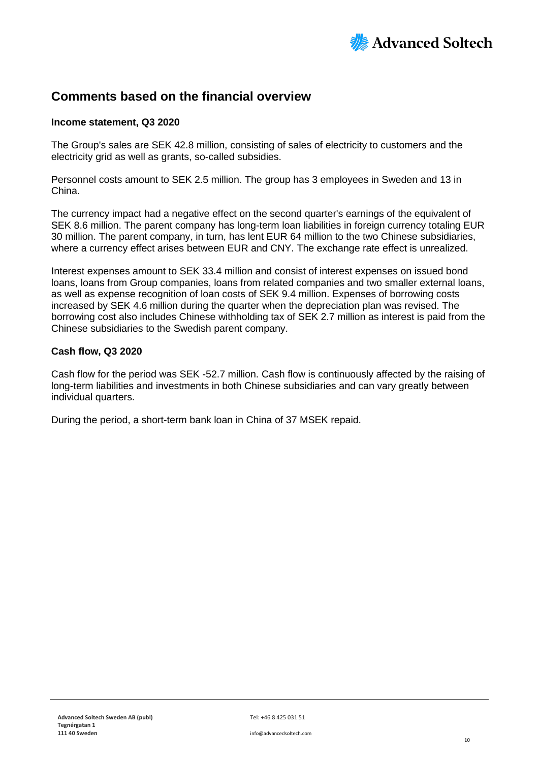## Comments based on the financial overview

### Income statement, Q3 2020

The Group's sales are SEK 42.8 million, consisting of sales of electricity to customers and the electricity grid as well as grants, so-called subsidies.

Personnel costs amount to SEK 2.5 million. The group has 3 employees in Sweden and 13 in China.

The currency impact had a negative effect on the second quarter's earnings of the equivalent of SEK 8.6 million. The parent company has long-term loan liabilities in foreign currency totaling EUR 30 million. The parent company, in turn, has lent EUR 64 million to the two Chinese subsidiaries, where a currency effect arises between EUR and CNY. The exchange rate effect is unrealized.

Interest expenses amount to SEK 33.4 million and consist of interest expenses on issued bond loans, loans from Group companies, loans from related companies and two smaller external loans, as well as expense recognition of loan costs of SEK 9.4 million. Expenses of borrowing costs increased by SEK 4.6 million during the quarter when the depreciation plan was revised. The borrowing cost also includes Chinese withholding tax of SEK 2.7 million as interest is paid from the Chinese subsidiaries to the Swedish parent company.

### Cash flow, Q3 2020

Cash flow for the period was SEK -52.7 million. Cash flow is continuously affected by the raising of long-term liabilities and investments in both Chinese subsidiaries and can vary greatly between individual quarters.

During the period, a short-term bank loan in China of 37 MSEK repaid.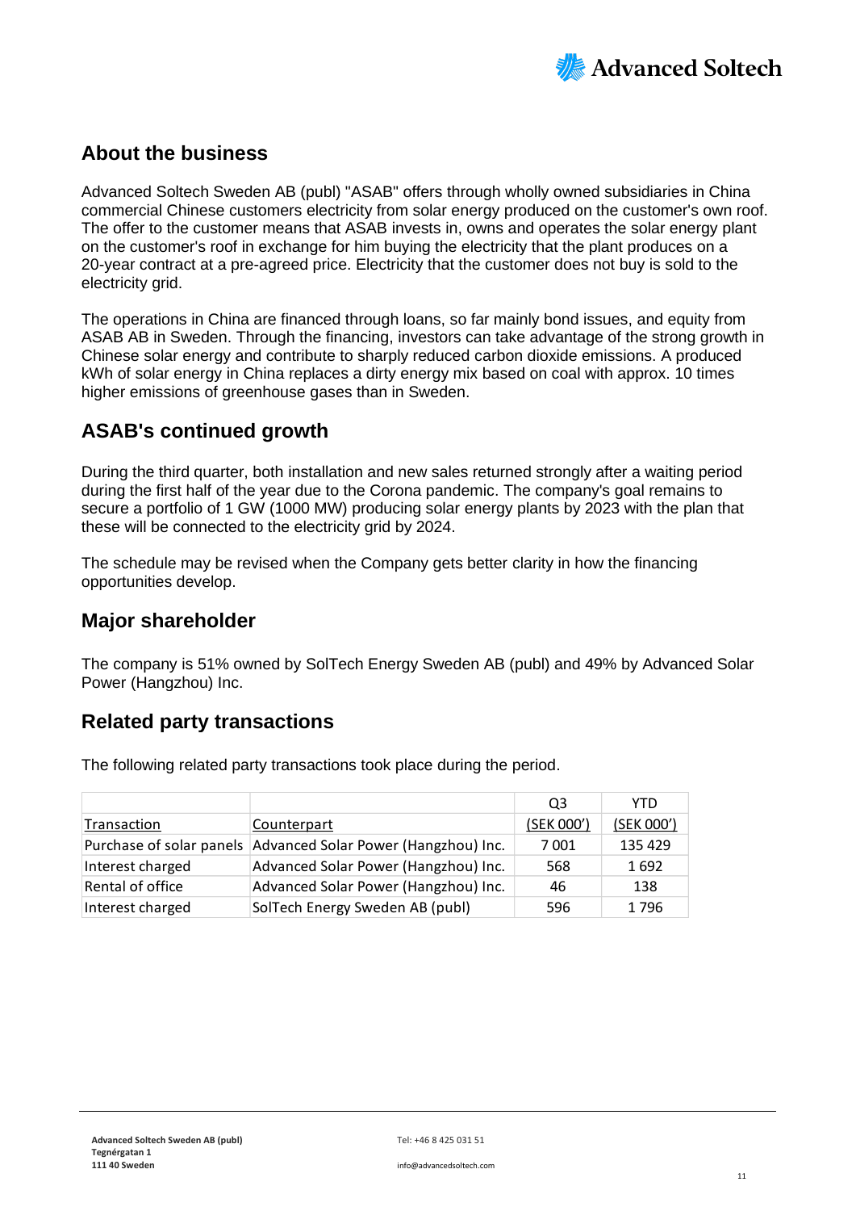## About the business

Advanced Soltech Sweden AB (publ) "ASAB" offers through wholly owned subsidiaries in China commercial Chinese customers electricity from solar energy produced on the customer's own roof. The offer to the customer means that ASAB invests in, owns and operates the solar energy plant on the customer's roof in exchange for him buying the electricity that the plant produces on a 20-year contract at a pre-agreed price. Electricity that the customer does not buy is sold to the electricity grid.

The operations in China are financed through loans, so far mainly bond issues, and equity from ASAB AB in Sweden. Through the financing, investors can take advantage of the strong growth in Chinese solar energy and contribute to sharply reduced carbon dioxide emissions. A produced kWh of solar energy in China replaces a dirty energy mix based on coal with approx. 10 times higher emissions of greenhouse gases than in Sweden.

## ASAB's continued growth

During the third quarter, both installation and new sales returned strongly after a waiting period during the first half of the year due to the Corona pandemic. The company's goal remains to secure a portfolio of 1 GW (1000 MW) producing solar energy plants by 2023 with the plan that these will be connected to the electricity grid by 2024.

The schedule may be revised when the Company gets better clarity in how the financing opportunities develop.

## Major shareholder

The company is 51% owned by SolTech Energy Sweden AB (publ) and 49% by Advanced Solar Power (Hangzhou) Inc.

## Related party transactions

The following related party transactions took place during the period.

| | | Q3 | YTD |
|---|---|---|---|
| Transaction | Counterpart | (SEK 000') | (SEK 000') |
| Purchase of solar panels | Advanced Solar Power (Hangzhou) Inc. | 7 001 | 135 429 |
| Interest charged | Advanced Solar Power (Hangzhou) Inc. | 568 | 1 692 |
| Rental of office | Advanced Solar Power (Hangzhou) Inc. | 46 | 138 |
| Interest charged | SolTech Energy Sweden AB (publ) | 596 | 1 796 |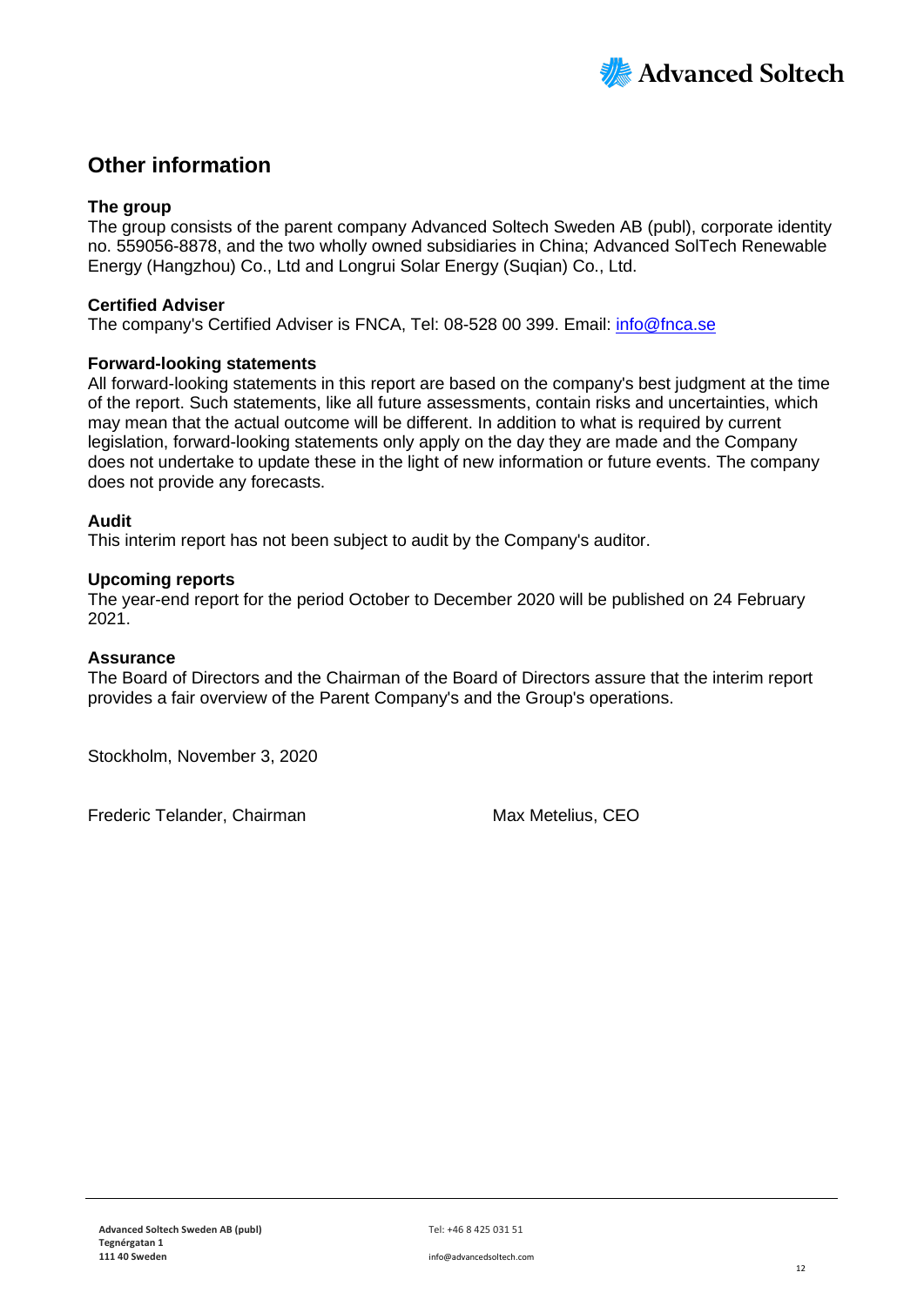## Other information

### The group

The group consists of the parent company Advanced Soltech Sweden AB (publ), corporate identity no. 559056-8878, and the two wholly owned subsidiaries in China; Advanced SolTech Renewable Energy (Hangzhou) Co., Ltd and Longrui Solar Energy (Suqian) Co., Ltd.

### Certified Adviser

The company's Certified Adviser is FNCA, Tel: 08-528 00 399. Email: info@fnca.se

### Forward-looking statements

All forward-looking statements in this report are based on the company's best judgment at the time of the report. Such statements, like all future assessments, contain risks and uncertainties, which may mean that the actual outcome will be different. In addition to what is required by current legislation, forward-looking statements only apply on the day they are made and the Company does not undertake to update these in the light of new information or future events. The company does not provide any forecasts.

### Audit

This interim report has not been subject to audit by the Company's auditor.

### Upcoming reports

The year-end report for the period October to December 2020 will be published on 24 February 2021.

### Assurance

The Board of Directors and the Chairman of the Board of Directors assure that the interim report provides a fair overview of the Parent Company's and the Group's operations.

Stockholm, November 3, 2020

Frederic Telander, Chairman

Max Metelius, CEO